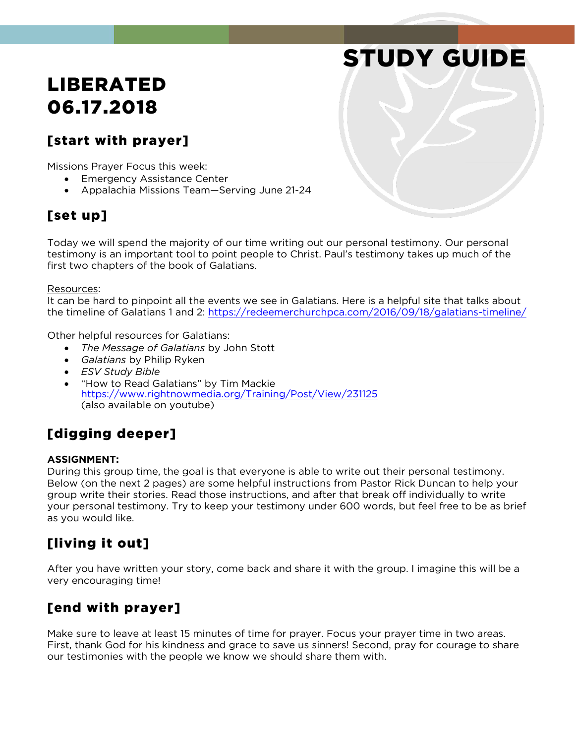# STUDY GUIDE

# LIBERATED
# 06.17.2018

## [start with prayer]

Missions Prayer Focus this week:
- Emergency Assistance Center
- Appalachia Missions Team—Serving June 21-24

## [set up]

Today we will spend the majority of our time writing out our personal testimony. Our personal testimony is an important tool to point people to Christ. Paul's testimony takes up much of the first two chapters of the book of Galatians.

Resources:
It can be hard to pinpoint all the events we see in Galatians. Here is a helpful site that talks about the timeline of Galatians 1 and 2: https://redeemerchurchpca.com/2016/09/18/galatians-timeline/

Other helpful resources for Galatians:
- *The Message of Galatians* by John Stott
- *Galatians* by Philip Ryken
- *ESV Study Bible*
- "How to Read Galatians" by Tim Mackie
  https://www.rightnowmedia.org/Training/Post/View/231125
  (also available on youtube)

## [digging deeper]

**ASSIGNMENT:**
During this group time, the goal is that everyone is able to write out their personal testimony. Below (on the next 2 pages) are some helpful instructions from Pastor Rick Duncan to help your group write their stories. Read those instructions, and after that break off individually to write your personal testimony. Try to keep your testimony under 600 words, but feel free to be as brief as you would like.

## [living it out]

After you have written your story, come back and share it with the group. I imagine this will be a very encouraging time!

## [end with prayer]

Make sure to leave at least 15 minutes of time for prayer. Focus your prayer time in two areas. First, thank God for his kindness and grace to save us sinners! Second, pray for courage to share our testimonies with the people we know we should share them with.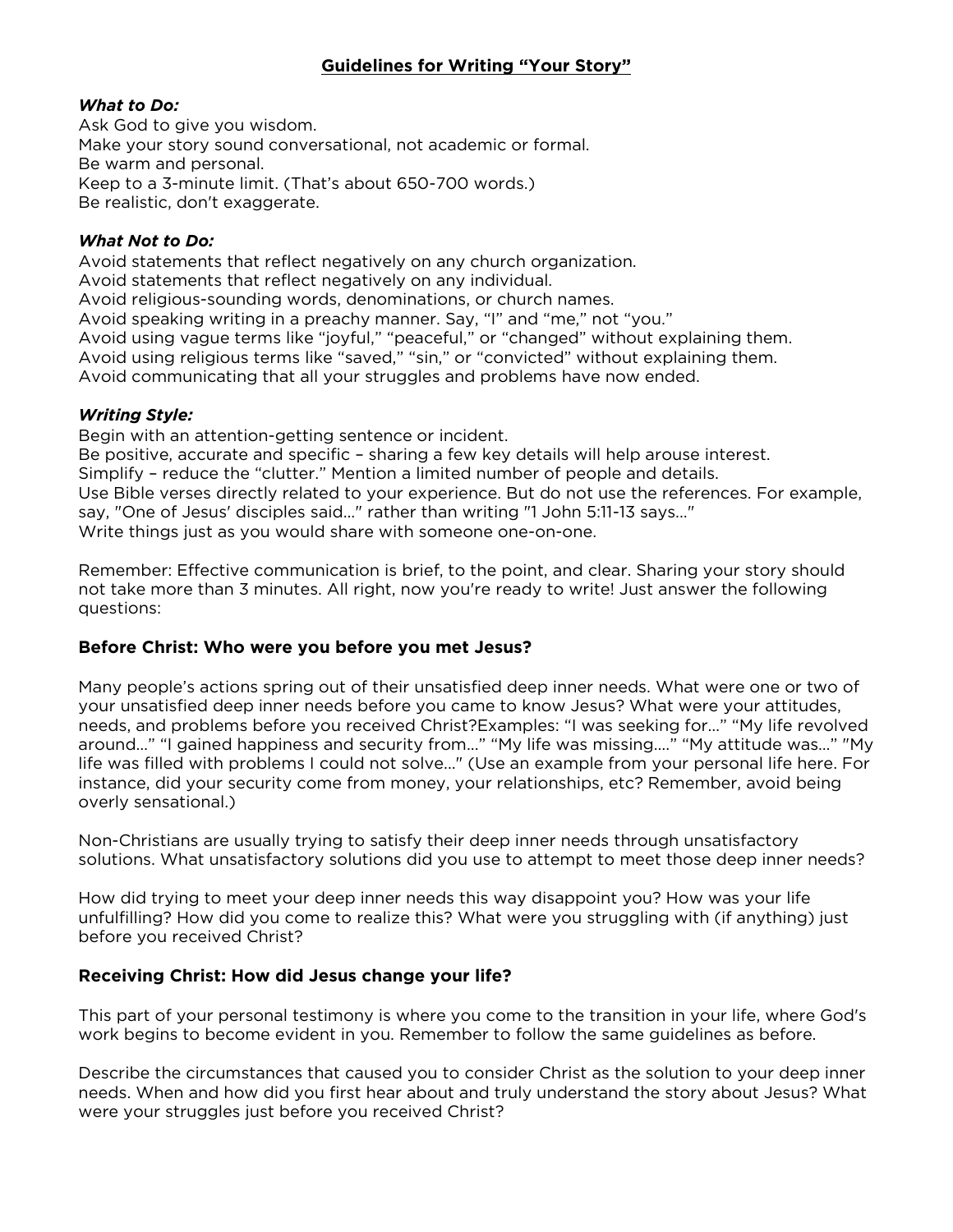## Guidelines for Writing "Your Story"

***What to Do:***

Ask God to give you wisdom.
Make your story sound conversational, not academic or formal.
Be warm and personal.
Keep to a 3-minute limit. (That's about 650-700 words.)
Be realistic, don't exaggerate.

***What Not to Do:***

Avoid statements that reflect negatively on any church organization.
Avoid statements that reflect negatively on any individual.
Avoid religious-sounding words, denominations, or church names.
Avoid speaking writing in a preachy manner. Say, "I" and "me," not "you."
Avoid using vague terms like "joyful," "peaceful," or "changed" without explaining them.
Avoid using religious terms like "saved," "sin," or "convicted" without explaining them.
Avoid communicating that all your struggles and problems have now ended.

***Writing Style:***

Begin with an attention-getting sentence or incident.
Be positive, accurate and specific – sharing a few key details will help arouse interest.
Simplify – reduce the "clutter." Mention a limited number of people and details.
Use Bible verses directly related to your experience. But do not use the references. For example, say, "One of Jesus' disciples said…" rather than writing "1 John 5:11-13 says…"
Write things just as you would share with someone one-on-one.

Remember: Effective communication is brief, to the point, and clear. Sharing your story should not take more than 3 minutes. All right, now you're ready to write! Just answer the following questions:

### Before Christ: Who were you before you met Jesus?

Many people's actions spring out of their unsatisfied deep inner needs. What were one or two of your unsatisfied deep inner needs before you came to know Jesus? What were your attitudes, needs, and problems before you received Christ?Examples: "I was seeking for…" "My life revolved around…" "I gained happiness and security from…" "My life was missing…." "My attitude was…" "My life was filled with problems I could not solve…" (Use an example from your personal life here. For instance, did your security come from money, your relationships, etc? Remember, avoid being overly sensational.)

Non-Christians are usually trying to satisfy their deep inner needs through unsatisfactory solutions. What unsatisfactory solutions did you use to attempt to meet those deep inner needs?

How did trying to meet your deep inner needs this way disappoint you? How was your life unfulfilling? How did you come to realize this? What were you struggling with (if anything) just before you received Christ?

### Receiving Christ: How did Jesus change your life?

This part of your personal testimony is where you come to the transition in your life, where God's work begins to become evident in you. Remember to follow the same guidelines as before.

Describe the circumstances that caused you to consider Christ as the solution to your deep inner needs. When and how did you first hear about and truly understand the story about Jesus? What were your struggles just before you received Christ?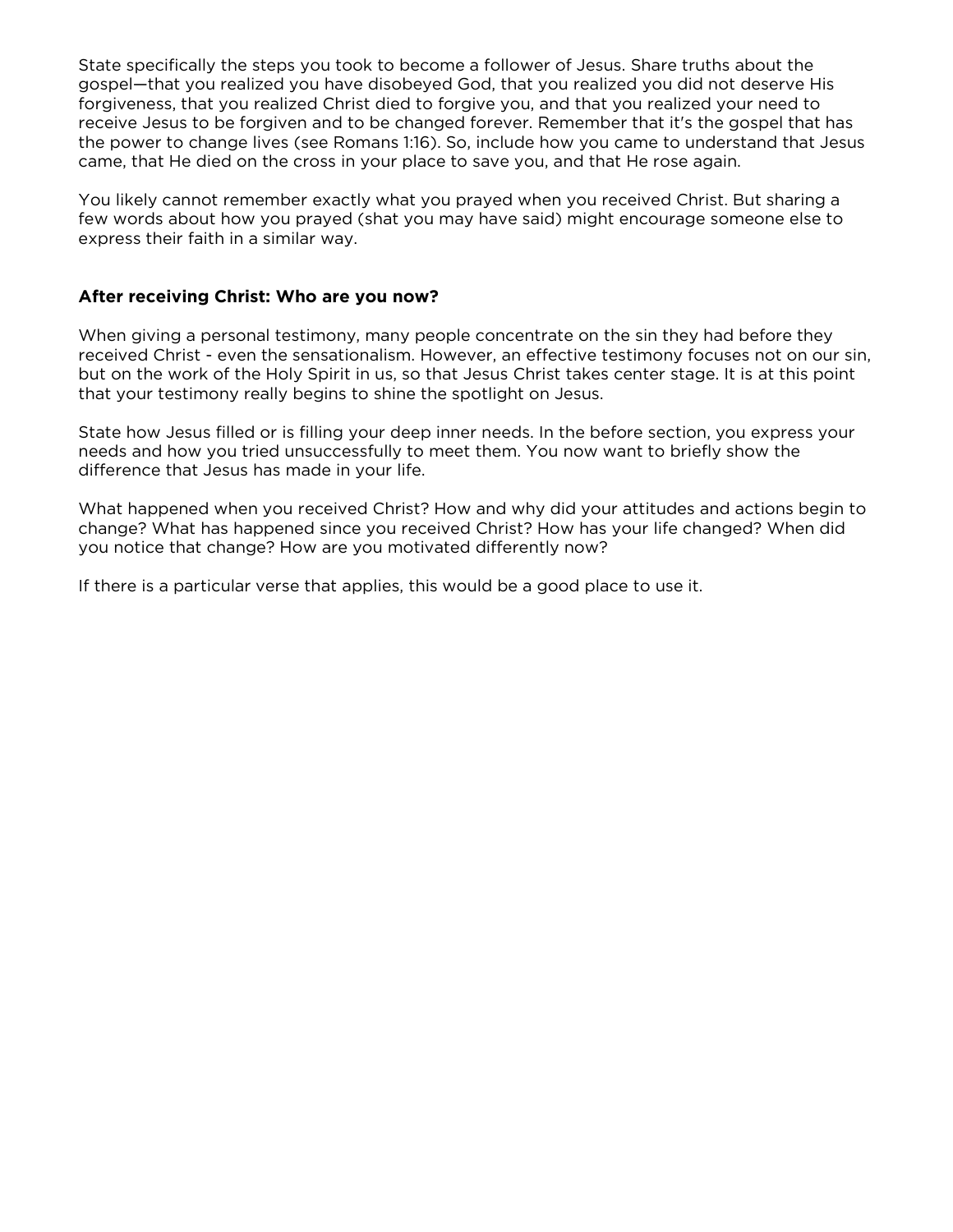State specifically the steps you took to become a follower of Jesus. Share truths about the gospel—that you realized you have disobeyed God, that you realized you did not deserve His forgiveness, that you realized Christ died to forgive you, and that you realized your need to receive Jesus to be forgiven and to be changed forever. Remember that it's the gospel that has the power to change lives (see Romans 1:16). So, include how you came to understand that Jesus came, that He died on the cross in your place to save you, and that He rose again.

You likely cannot remember exactly what you prayed when you received Christ. But sharing a few words about how you prayed (shat you may have said) might encourage someone else to express their faith in a similar way.

**After receiving Christ: Who are you now?**

When giving a personal testimony, many people concentrate on the sin they had before they received Christ - even the sensationalism. However, an effective testimony focuses not on our sin, but on the work of the Holy Spirit in us, so that Jesus Christ takes center stage. It is at this point that your testimony really begins to shine the spotlight on Jesus.

State how Jesus filled or is filling your deep inner needs. In the before section, you express your needs and how you tried unsuccessfully to meet them. You now want to briefly show the difference that Jesus has made in your life.

What happened when you received Christ? How and why did your attitudes and actions begin to change? What has happened since you received Christ? How has your life changed? When did you notice that change? How are you motivated differently now?

If there is a particular verse that applies, this would be a good place to use it.